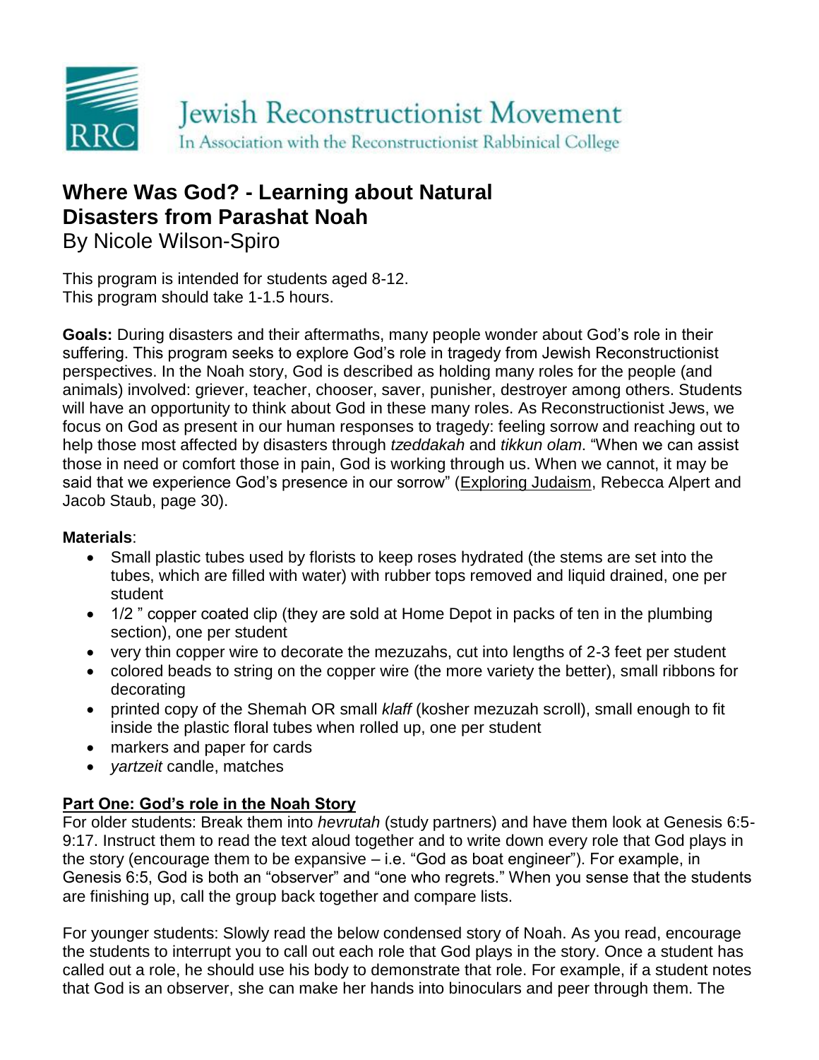Jewish Reconstructionist Movement
In Association with the Reconstructionist Rabbinical College

# Where Was God? - Learning about Natural Disasters from Parashat Noah

By Nicole Wilson-Spiro

This program is intended for students aged 8-12.
This program should take 1-1.5 hours.

**Goals:** During disasters and their aftermaths, many people wonder about God's role in their suffering. This program seeks to explore God's role in tragedy from Jewish Reconstructionist perspectives. In the Noah story, God is described as holding many roles for the people (and animals) involved: griever, teacher, chooser, saver, punisher, destroyer among others. Students will have an opportunity to think about God in these many roles. As Reconstructionist Jews, we focus on God as present in our human responses to tragedy: feeling sorrow and reaching out to help those most affected by disasters through *tzeddakah* and *tikkun olam*. "When we can assist those in need or comfort those in pain, God is working through us. When we cannot, it may be said that we experience God's presence in our sorrow" (Exploring Judaism, Rebecca Alpert and Jacob Staub, page 30).

**Materials**:

- Small plastic tubes used by florists to keep roses hydrated (the stems are set into the tubes, which are filled with water) with rubber tops removed and liquid drained, one per student
- 1/2 " copper coated clip (they are sold at Home Depot in packs of ten in the plumbing section), one per student
- very thin copper wire to decorate the mezuzahs, cut into lengths of 2-3 feet per student
- colored beads to string on the copper wire (the more variety the better), small ribbons for decorating
- printed copy of the Shemah OR small *klaff* (kosher mezuzah scroll), small enough to fit inside the plastic floral tubes when rolled up, one per student
- markers and paper for cards
- *yartzeit* candle, matches

## Part One: God's role in the Noah Story

For older students: Break them into *hevrutah* (study partners) and have them look at Genesis 6:5-9:17. Instruct them to read the text aloud together and to write down every role that God plays in the story (encourage them to be expansive – i.e. "God as boat engineer"). For example, in Genesis 6:5, God is both an "observer" and "one who regrets." When you sense that the students are finishing up, call the group back together and compare lists.

For younger students: Slowly read the below condensed story of Noah. As you read, encourage the students to interrupt you to call out each role that God plays in the story. Once a student has called out a role, he should use his body to demonstrate that role. For example, if a student notes that God is an observer, she can make her hands into binoculars and peer through them. The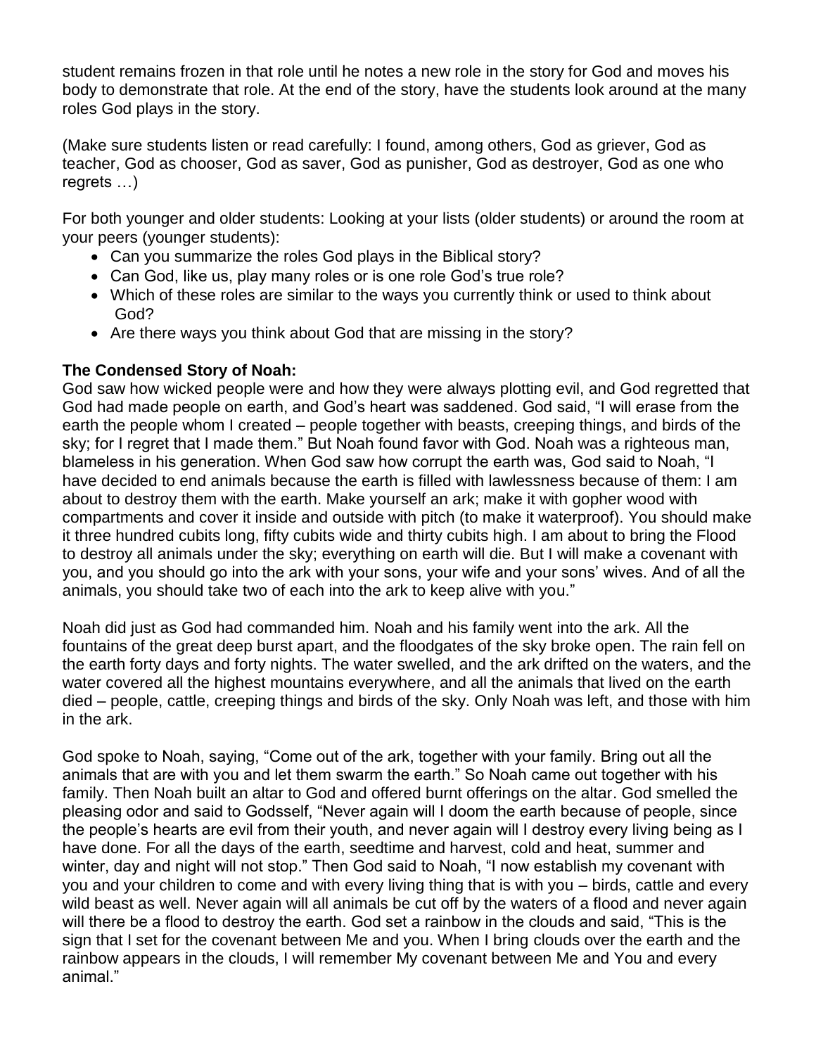student remains frozen in that role until he notes a new role in the story for God and moves his body to demonstrate that role. At the end of the story, have the students look around at the many roles God plays in the story.

(Make sure students listen or read carefully: I found, among others, God as griever, God as teacher, God as chooser, God as saver, God as punisher, God as destroyer, God as one who regrets …)

For both younger and older students: Looking at your lists (older students) or around the room at your peers (younger students):

- Can you summarize the roles God plays in the Biblical story?
- Can God, like us, play many roles or is one role God's true role?
- Which of these roles are similar to the ways you currently think or used to think about God?
- Are there ways you think about God that are missing in the story?

**The Condensed Story of Noah:**

God saw how wicked people were and how they were always plotting evil, and God regretted that God had made people on earth, and God's heart was saddened. God said, "I will erase from the earth the people whom I created – people together with beasts, creeping things, and birds of the sky; for I regret that I made them." But Noah found favor with God. Noah was a righteous man, blameless in his generation. When God saw how corrupt the earth was, God said to Noah, "I have decided to end animals because the earth is filled with lawlessness because of them: I am about to destroy them with the earth. Make yourself an ark; make it with gopher wood with compartments and cover it inside and outside with pitch (to make it waterproof). You should make it three hundred cubits long, fifty cubits wide and thirty cubits high. I am about to bring the Flood to destroy all animals under the sky; everything on earth will die. But I will make a covenant with you, and you should go into the ark with your sons, your wife and your sons' wives. And of all the animals, you should take two of each into the ark to keep alive with you."

Noah did just as God had commanded him. Noah and his family went into the ark. All the fountains of the great deep burst apart, and the floodgates of the sky broke open. The rain fell on the earth forty days and forty nights. The water swelled, and the ark drifted on the waters, and the water covered all the highest mountains everywhere, and all the animals that lived on the earth died – people, cattle, creeping things and birds of the sky. Only Noah was left, and those with him in the ark.

God spoke to Noah, saying, "Come out of the ark, together with your family. Bring out all the animals that are with you and let them swarm the earth." So Noah came out together with his family. Then Noah built an altar to God and offered burnt offerings on the altar. God smelled the pleasing odor and said to Godsself, "Never again will I doom the earth because of people, since the people's hearts are evil from their youth, and never again will I destroy every living being as I have done. For all the days of the earth, seedtime and harvest, cold and heat, summer and winter, day and night will not stop." Then God said to Noah, "I now establish my covenant with you and your children to come and with every living thing that is with you – birds, cattle and every wild beast as well. Never again will all animals be cut off by the waters of a flood and never again will there be a flood to destroy the earth. God set a rainbow in the clouds and said, "This is the sign that I set for the covenant between Me and you. When I bring clouds over the earth and the rainbow appears in the clouds, I will remember My covenant between Me and You and every animal."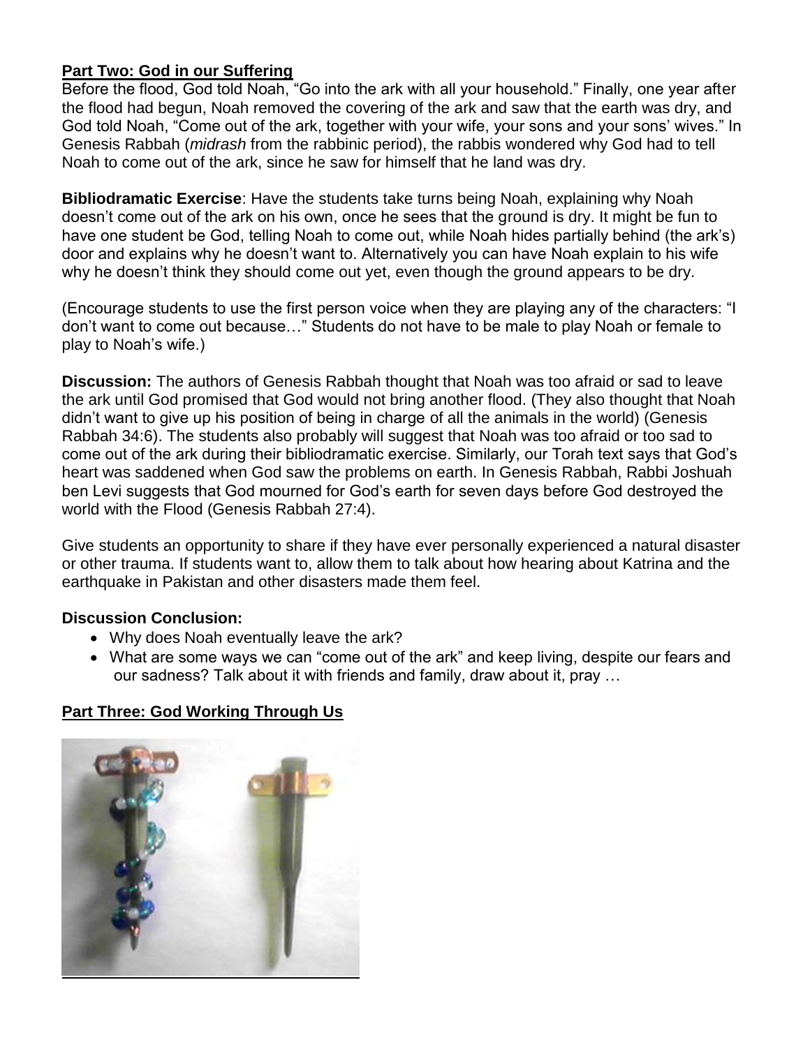**Part Two: God in our Suffering**

Before the flood, God told Noah, "Go into the ark with all your household." Finally, one year after the flood had begun, Noah removed the covering of the ark and saw that the earth was dry, and God told Noah, "Come out of the ark, together with your wife, your sons and your sons' wives." In Genesis Rabbah (*midrash* from the rabbinic period), the rabbis wondered why God had to tell Noah to come out of the ark, since he saw for himself that he land was dry.

**Bibliodramatic Exercise**: Have the students take turns being Noah, explaining why Noah doesn't come out of the ark on his own, once he sees that the ground is dry. It might be fun to have one student be God, telling Noah to come out, while Noah hides partially behind (the ark's) door and explains why he doesn't want to. Alternatively you can have Noah explain to his wife why he doesn't think they should come out yet, even though the ground appears to be dry.

(Encourage students to use the first person voice when they are playing any of the characters: "I don't want to come out because…" Students do not have to be male to play Noah or female to play to Noah's wife.)

**Discussion:** The authors of Genesis Rabbah thought that Noah was too afraid or sad to leave the ark until God promised that God would not bring another flood. (They also thought that Noah didn't want to give up his position of being in charge of all the animals in the world) (Genesis Rabbah 34:6). The students also probably will suggest that Noah was too afraid or too sad to come out of the ark during their bibliodramatic exercise. Similarly, our Torah text says that God's heart was saddened when God saw the problems on earth. In Genesis Rabbah, Rabbi Joshuah ben Levi suggests that God mourned for God's earth for seven days before God destroyed the world with the Flood (Genesis Rabbah 27:4).

Give students an opportunity to share if they have ever personally experienced a natural disaster or other trauma. If students want to, allow them to talk about how hearing about Katrina and the earthquake in Pakistan and other disasters made them feel.

**Discussion Conclusion:**

- Why does Noah eventually leave the ark?
- What are some ways we can "come out of the ark" and keep living, despite our fears and our sadness? Talk about it with friends and family, draw about it, pray …

**Part Three: God Working Through Us**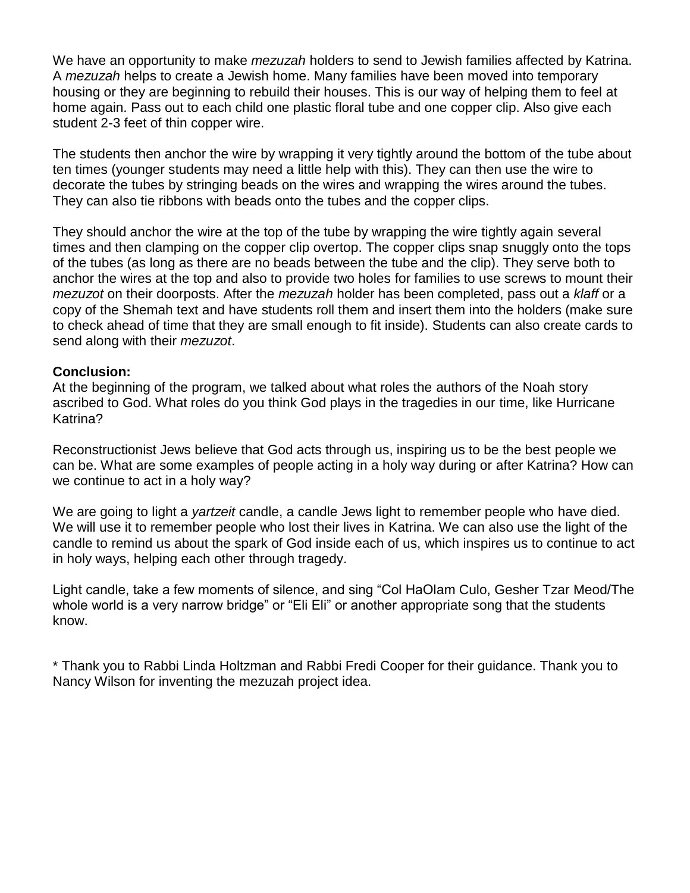We have an opportunity to make *mezuzah* holders to send to Jewish families affected by Katrina. A *mezuzah* helps to create a Jewish home. Many families have been moved into temporary housing or they are beginning to rebuild their houses. This is our way of helping them to feel at home again. Pass out to each child one plastic floral tube and one copper clip. Also give each student 2-3 feet of thin copper wire.

The students then anchor the wire by wrapping it very tightly around the bottom of the tube about ten times (younger students may need a little help with this). They can then use the wire to decorate the tubes by stringing beads on the wires and wrapping the wires around the tubes. They can also tie ribbons with beads onto the tubes and the copper clips.

They should anchor the wire at the top of the tube by wrapping the wire tightly again several times and then clamping on the copper clip overtop. The copper clips snap snuggly onto the tops of the tubes (as long as there are no beads between the tube and the clip). They serve both to anchor the wires at the top and also to provide two holes for families to use screws to mount their *mezuzot* on their doorposts. After the *mezuzah* holder has been completed, pass out a *klaff* or a copy of the Shemah text and have students roll them and insert them into the holders (make sure to check ahead of time that they are small enough to fit inside). Students can also create cards to send along with their *mezuzot*.

**Conclusion:**

At the beginning of the program, we talked about what roles the authors of the Noah story ascribed to God. What roles do you think God plays in the tragedies in our time, like Hurricane Katrina?

Reconstructionist Jews believe that God acts through us, inspiring us to be the best people we can be. What are some examples of people acting in a holy way during or after Katrina? How can we continue to act in a holy way?

We are going to light a *yartzeit* candle, a candle Jews light to remember people who have died. We will use it to remember people who lost their lives in Katrina. We can also use the light of the candle to remind us about the spark of God inside each of us, which inspires us to continue to act in holy ways, helping each other through tragedy.

Light candle, take a few moments of silence, and sing "Col HaOlam Culo, Gesher Tzar Meod/The whole world is a very narrow bridge" or "Eli Eli" or another appropriate song that the students know.

* Thank you to Rabbi Linda Holtzman and Rabbi Fredi Cooper for their guidance. Thank you to Nancy Wilson for inventing the mezuzah project idea.